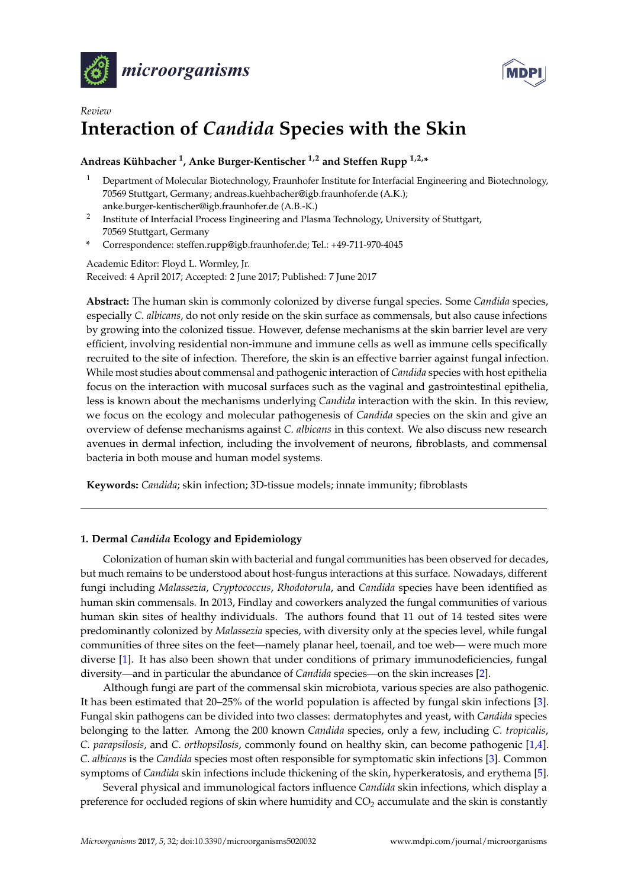*microorganisms*

*Review*

# Interaction of *Candida* Species with the Skin

**Andreas Kühbacher [1], Anke Burger-Kentischer [1,2] and Steffen Rupp [1,2,*]**

[1] Department of Molecular Biotechnology, Fraunhofer Institute for Interfacial Engineering and Biotechnology, 70569 Stuttgart, Germany; andreas.kuehbacher@igb.fraunhofer.de (A.K.); anke.burger-kentischer@igb.fraunhofer.de (A.B.-K.)

[2] Institute of Interfacial Process Engineering and Plasma Technology, University of Stuttgart, 70569 Stuttgart, Germany

\* Correspondence: steffen.rupp@igb.fraunhofer.de; Tel.: +49-711-970-4045

Academic Editor: Floyd L. Wormley, Jr.
Received: 4 April 2017; Accepted: 2 June 2017; Published: 7 June 2017

**Abstract:** The human skin is commonly colonized by diverse fungal species. Some *Candida* species, especially *C. albicans*, do not only reside on the skin surface as commensals, but also cause infections by growing into the colonized tissue. However, defense mechanisms at the skin barrier level are very efficient, involving residential non-immune and immune cells as well as immune cells specifically recruited to the site of infection. Therefore, the skin is an effective barrier against fungal infection. While most studies about commensal and pathogenic interaction of *Candida* species with host epithelia focus on the interaction with mucosal surfaces such as the vaginal and gastrointestinal epithelia, less is known about the mechanisms underlying *Candida* interaction with the skin. In this review, we focus on the ecology and molecular pathogenesis of *Candida* species on the skin and give an overview of defense mechanisms against *C. albicans* in this context. We also discuss new research avenues in dermal infection, including the involvement of neurons, fibroblasts, and commensal bacteria in both mouse and human model systems.

**Keywords:** *Candida*; skin infection; 3D-tissue models; innate immunity; fibroblasts

## 1. Dermal *Candida* Ecology and Epidemiology

Colonization of human skin with bacterial and fungal communities has been observed for decades, but much remains to be understood about host-fungus interactions at this surface. Nowadays, different fungi including *Malassezia*, *Cryptococcus*, *Rhodotorula*, and *Candida* species have been identified as human skin commensals. In 2013, Findlay and coworkers analyzed the fungal communities of various human skin sites of healthy individuals. The authors found that 11 out of 14 tested sites were predominantly colonized by *Malassezia* species, with diversity only at the species level, while fungal communities of three sites on the feet—namely planar heel, toenail, and toe web— were much more diverse [1]. It has also been shown that under conditions of primary immunodeficiencies, fungal diversity—and in particular the abundance of *Candida* species—on the skin increases [2].

Although fungi are part of the commensal skin microbiota, various species are also pathogenic. It has been estimated that 20–25% of the world population is affected by fungal skin infections [3]. Fungal skin pathogens can be divided into two classes: dermatophytes and yeast, with *Candida* species belonging to the latter. Among the 200 known *Candida* species, only a few, including *C. tropicalis*, *C. parapsilosis*, and *C. orthopsilosis*, commonly found on healthy skin, can become pathogenic [1,4]. *C. albicans* is the *Candida* species most often responsible for symptomatic skin infections [3]. Common symptoms of *Candida* skin infections include thickening of the skin, hyperkeratosis, and erythema [5].

Several physical and immunological factors influence *Candida* skin infections, which display a preference for occluded regions of skin where humidity and $CO_2$ accumulate and the skin is constantly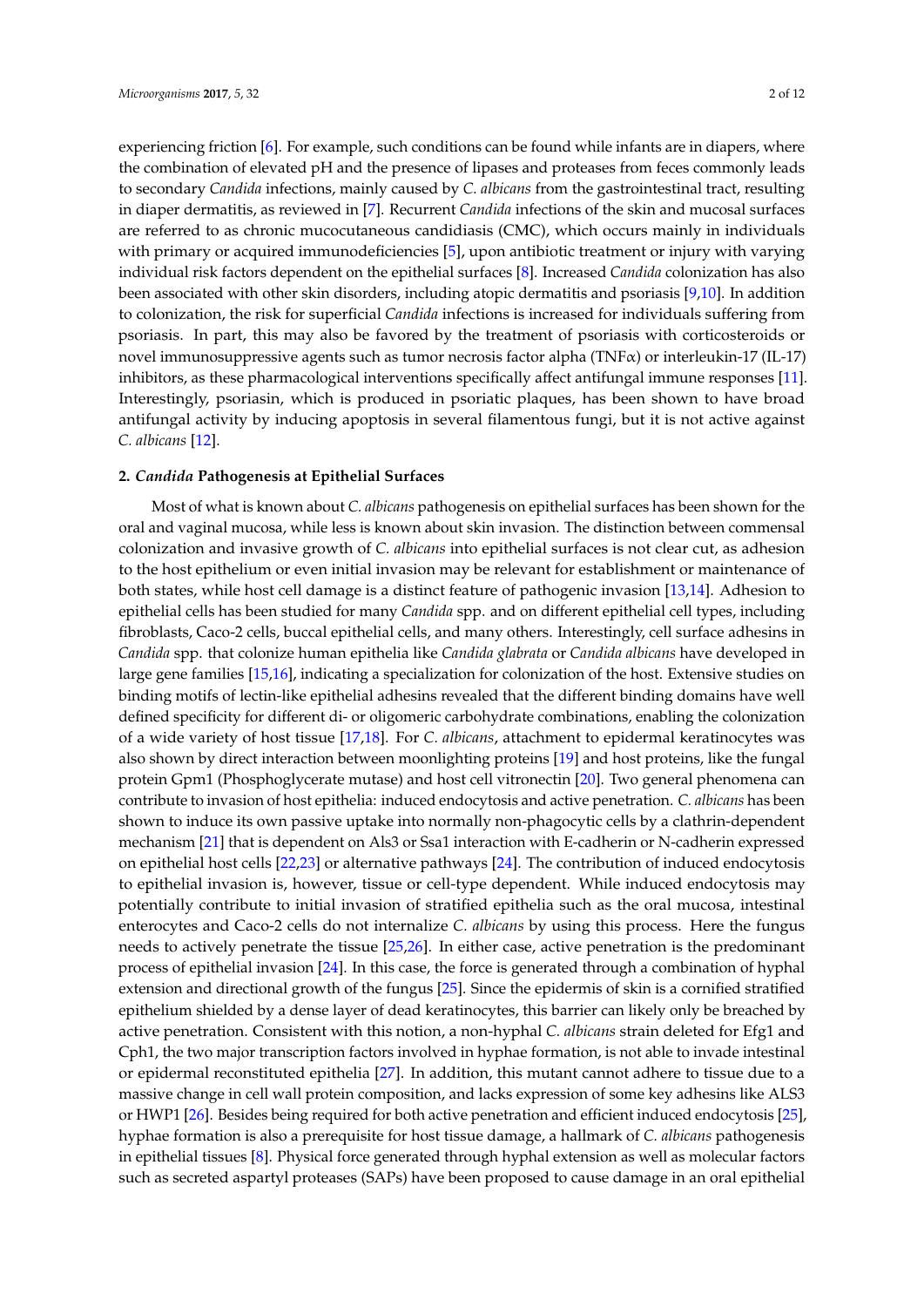experiencing friction [6]. For example, such conditions can be found while infants are in diapers, where the combination of elevated pH and the presence of lipases and proteases from feces commonly leads to secondary *Candida* infections, mainly caused by *C. albicans* from the gastrointestinal tract, resulting in diaper dermatitis, as reviewed in [7]. Recurrent *Candida* infections of the skin and mucosal surfaces are referred to as chronic mucocutaneous candidiasis (CMC), which occurs mainly in individuals with primary or acquired immunodeficiencies [5], upon antibiotic treatment or injury with varying individual risk factors dependent on the epithelial surfaces [8]. Increased *Candida* colonization has also been associated with other skin disorders, including atopic dermatitis and psoriasis [9,10]. In addition to colonization, the risk for superficial *Candida* infections is increased for individuals suffering from psoriasis. In part, this may also be favored by the treatment of psoriasis with corticosteroids or novel immunosuppressive agents such as tumor necrosis factor alpha (TNFα) or interleukin-17 (IL-17) inhibitors, as these pharmacological interventions specifically affect antifungal immune responses [11]. Interestingly, psoriasin, which is produced in psoriatic plaques, has been shown to have broad antifungal activity by inducing apoptosis in several filamentous fungi, but it is not active against *C. albicans* [12].

## 2. *Candida* Pathogenesis at Epithelial Surfaces

Most of what is known about *C. albicans* pathogenesis on epithelial surfaces has been shown for the oral and vaginal mucosa, while less is known about skin invasion. The distinction between commensal colonization and invasive growth of *C. albicans* into epithelial surfaces is not clear cut, as adhesion to the host epithelium or even initial invasion may be relevant for establishment or maintenance of both states, while host cell damage is a distinct feature of pathogenic invasion [13,14]. Adhesion to epithelial cells has been studied for many *Candida* spp. and on different epithelial cell types, including fibroblasts, Caco-2 cells, buccal epithelial cells, and many others. Interestingly, cell surface adhesins in *Candida* spp. that colonize human epithelia like *Candida glabrata* or *Candida albicans* have developed in large gene families [15,16], indicating a specialization for colonization of the host. Extensive studies on binding motifs of lectin-like epithelial adhesins revealed that the different binding domains have well defined specificity for different di- or oligomeric carbohydrate combinations, enabling the colonization of a wide variety of host tissue [17,18]. For *C. albicans*, attachment to epidermal keratinocytes was also shown by direct interaction between moonlighting proteins [19] and host proteins, like the fungal protein Gpm1 (Phosphoglycerate mutase) and host cell vitronectin [20]. Two general phenomena can contribute to invasion of host epithelia: induced endocytosis and active penetration. *C. albicans* has been shown to induce its own passive uptake into normally non-phagocytic cells by a clathrin-dependent mechanism [21] that is dependent on Als3 or Ssa1 interaction with E-cadherin or N-cadherin expressed on epithelial host cells [22,23] or alternative pathways [24]. The contribution of induced endocytosis to epithelial invasion is, however, tissue or cell-type dependent. While induced endocytosis may potentially contribute to initial invasion of stratified epithelia such as the oral mucosa, intestinal enterocytes and Caco-2 cells do not internalize *C. albicans* by using this process. Here the fungus needs to actively penetrate the tissue [25,26]. In either case, active penetration is the predominant process of epithelial invasion [24]. In this case, the force is generated through a combination of hyphal extension and directional growth of the fungus [25]. Since the epidermis of skin is a cornified stratified epithelium shielded by a dense layer of dead keratinocytes, this barrier can likely only be breached by active penetration. Consistent with this notion, a non-hyphal *C. albicans* strain deleted for Efg1 and Cph1, the two major transcription factors involved in hyphae formation, is not able to invade intestinal or epidermal reconstituted epithelia [27]. In addition, this mutant cannot adhere to tissue due to a massive change in cell wall protein composition, and lacks expression of some key adhesins like ALS3 or HWP1 [26]. Besides being required for both active penetration and efficient induced endocytosis [25], hyphae formation is also a prerequisite for host tissue damage, a hallmark of *C. albicans* pathogenesis in epithelial tissues [8]. Physical force generated through hyphal extension as well as molecular factors such as secreted aspartyl proteases (SAPs) have been proposed to cause damage in an oral epithelial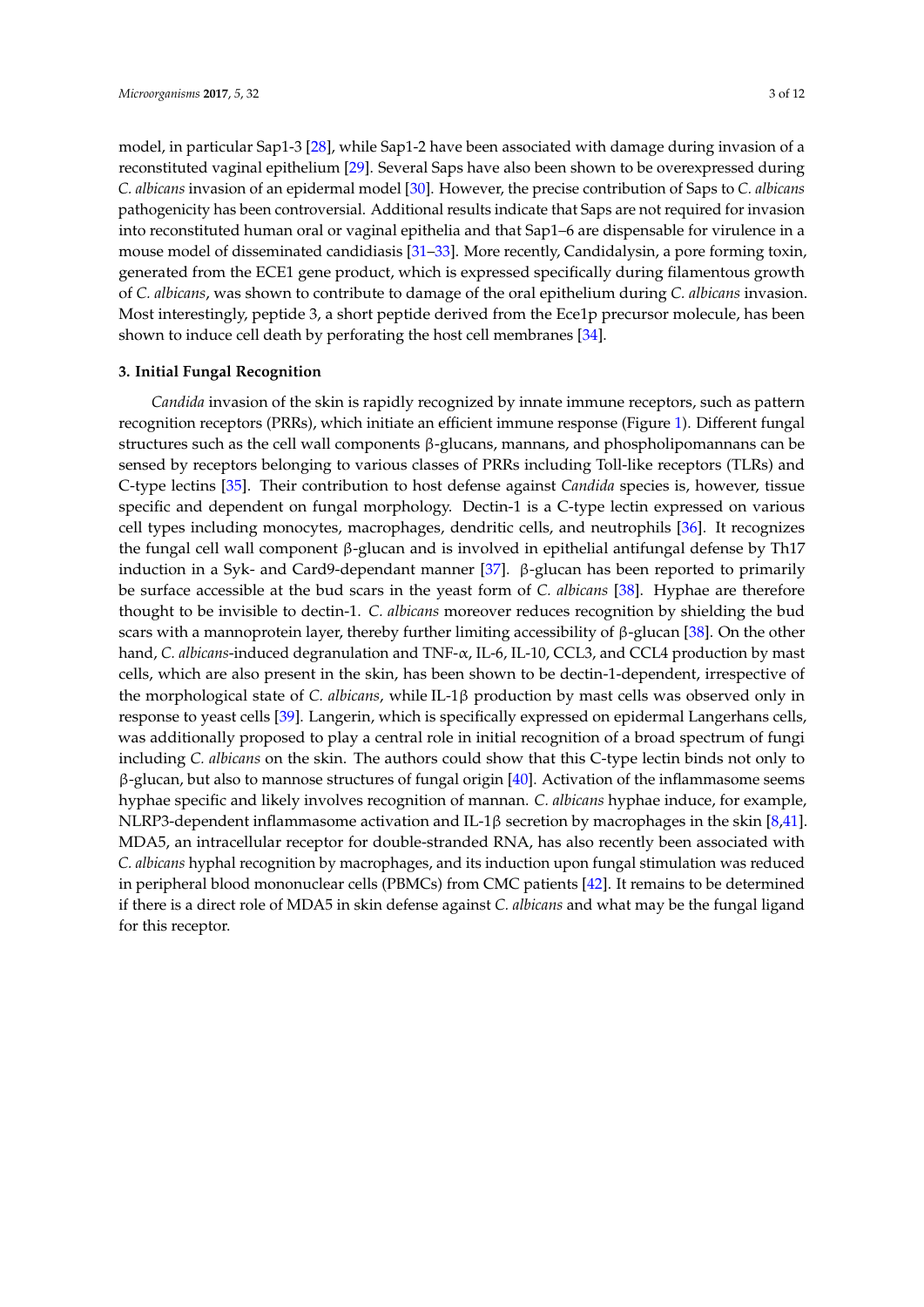model, in particular Sap1-3 [28], while Sap1-2 have been associated with damage during invasion of a reconstituted vaginal epithelium [29]. Several Saps have also been shown to be overexpressed during *C. albicans* invasion of an epidermal model [30]. However, the precise contribution of Saps to *C. albicans* pathogenicity has been controversial. Additional results indicate that Saps are not required for invasion into reconstituted human oral or vaginal epithelia and that Sap1–6 are dispensable for virulence in a mouse model of disseminated candidiasis [31–33]. More recently, Candidalysin, a pore forming toxin, generated from the ECE1 gene product, which is expressed specifically during filamentous growth of *C. albicans*, was shown to contribute to damage of the oral epithelium during *C. albicans* invasion. Most interestingly, peptide 3, a short peptide derived from the Ece1p precursor molecule, has been shown to induce cell death by perforating the host cell membranes [34].

## 3. Initial Fungal Recognition

*Candida* invasion of the skin is rapidly recognized by innate immune receptors, such as pattern recognition receptors (PRRs), which initiate an efficient immune response (Figure 1). Different fungal structures such as the cell wall components β-glucans, mannans, and phospholipomannans can be sensed by receptors belonging to various classes of PRRs including Toll-like receptors (TLRs) and C-type lectins [35]. Their contribution to host defense against *Candida* species is, however, tissue specific and dependent on fungal morphology. Dectin-1 is a C-type lectin expressed on various cell types including monocytes, macrophages, dendritic cells, and neutrophils [36]. It recognizes the fungal cell wall component β-glucan and is involved in epithelial antifungal defense by Th17 induction in a Syk- and Card9-dependant manner [37]. β-glucan has been reported to primarily be surface accessible at the bud scars in the yeast form of *C. albicans* [38]. Hyphae are therefore thought to be invisible to dectin-1. *C. albicans* moreover reduces recognition by shielding the bud scars with a mannoprotein layer, thereby further limiting accessibility of β-glucan [38]. On the other hand, *C. albicans*-induced degranulation and TNF-α, IL-6, IL-10, CCL3, and CCL4 production by mast cells, which are also present in the skin, has been shown to be dectin-1-dependent, irrespective of the morphological state of *C. albicans*, while IL-1β production by mast cells was observed only in response to yeast cells [39]. Langerin, which is specifically expressed on epidermal Langerhans cells, was additionally proposed to play a central role in initial recognition of a broad spectrum of fungi including *C. albicans* on the skin. The authors could show that this C-type lectin binds not only to β-glucan, but also to mannose structures of fungal origin [40]. Activation of the inflammasome seems hyphae specific and likely involves recognition of mannan. *C. albicans* hyphae induce, for example, NLRP3-dependent inflammasome activation and IL-1β secretion by macrophages in the skin [8,41]. MDA5, an intracellular receptor for double-stranded RNA, has also recently been associated with *C. albicans* hyphal recognition by macrophages, and its induction upon fungal stimulation was reduced in peripheral blood mononuclear cells (PBMCs) from CMC patients [42]. It remains to be determined if there is a direct role of MDA5 in skin defense against *C. albicans* and what may be the fungal ligand for this receptor.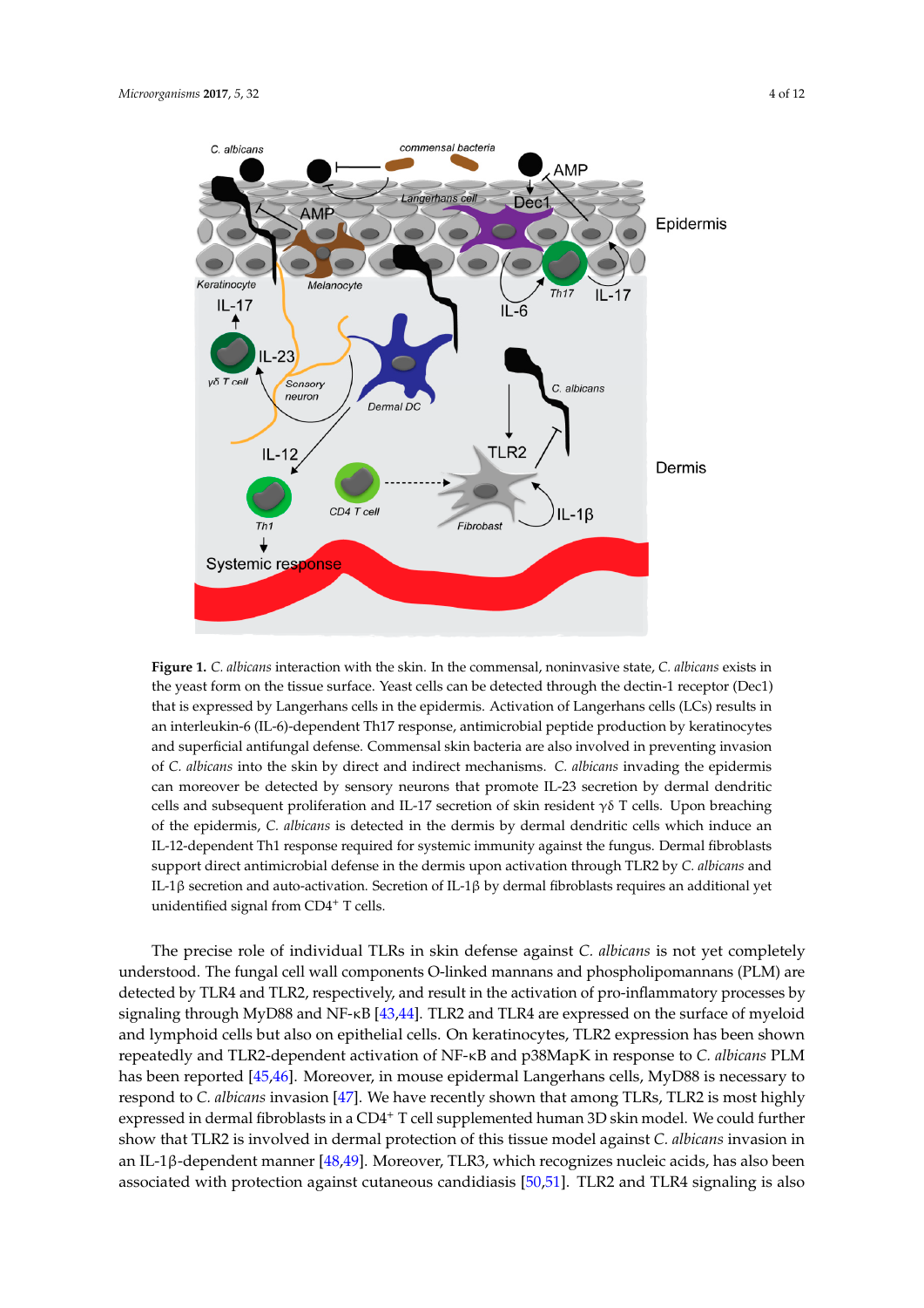**Figure 1.** *C. albicans* interaction with the skin. In the commensal, noninvasive state, *C. albicans* exists in the yeast form on the tissue surface. Yeast cells can be detected through the dectin-1 receptor (Dec1) that is expressed by Langerhans cells in the epidermis. Activation of Langerhans cells (LCs) results in an interleukin-6 (IL-6)-dependent Th17 response, antimicrobial peptide production by keratinocytes and superficial antifungal defense. Commensal skin bacteria are also involved in preventing invasion of *C. albicans* into the skin by direct and indirect mechanisms. *C. albicans* invading the epidermis can moreover be detected by sensory neurons that promote IL-23 secretion by dermal dendritic cells and subsequent proliferation and IL-17 secretion of skin resident γδ T cells. Upon breaching of the epidermis, *C. albicans* is detected in the dermis by dermal dendritic cells which induce an IL-12-dependent Th1 response required for systemic immunity against the fungus. Dermal fibroblasts support direct antimicrobial defense in the dermis upon activation through TLR2 by *C. albicans* and IL-1β secretion and auto-activation. Secretion of IL-1β by dermal fibroblasts requires an additional yet unidentified signal from CD4$^+$ T cells.

The precise role of individual TLRs in skin defense against *C. albicans* is not yet completely understood. The fungal cell wall components O-linked mannans and phospholipomannans (PLM) are detected by TLR4 and TLR2, respectively, and result in the activation of pro-inflammatory processes by signaling through MyD88 and NF-κB [43,44]. TLR2 and TLR4 are expressed on the surface of myeloid and lymphoid cells but also on epithelial cells. On keratinocytes, TLR2 expression has been shown repeatedly and TLR2-dependent activation of NF-κB and p38MapK in response to *C. albicans* PLM has been reported [45,46]. Moreover, in mouse epidermal Langerhans cells, MyD88 is necessary to respond to *C. albicans* invasion [47]. We have recently shown that among TLRs, TLR2 is most highly expressed in dermal fibroblasts in a CD4$^+$ T cell supplemented human 3D skin model. We could further show that TLR2 is involved in dermal protection of this tissue model against *C. albicans* invasion in an IL-1β-dependent manner [48,49]. Moreover, TLR3, which recognizes nucleic acids, has also been associated with protection against cutaneous candidiasis [50,51]. TLR2 and TLR4 signaling is also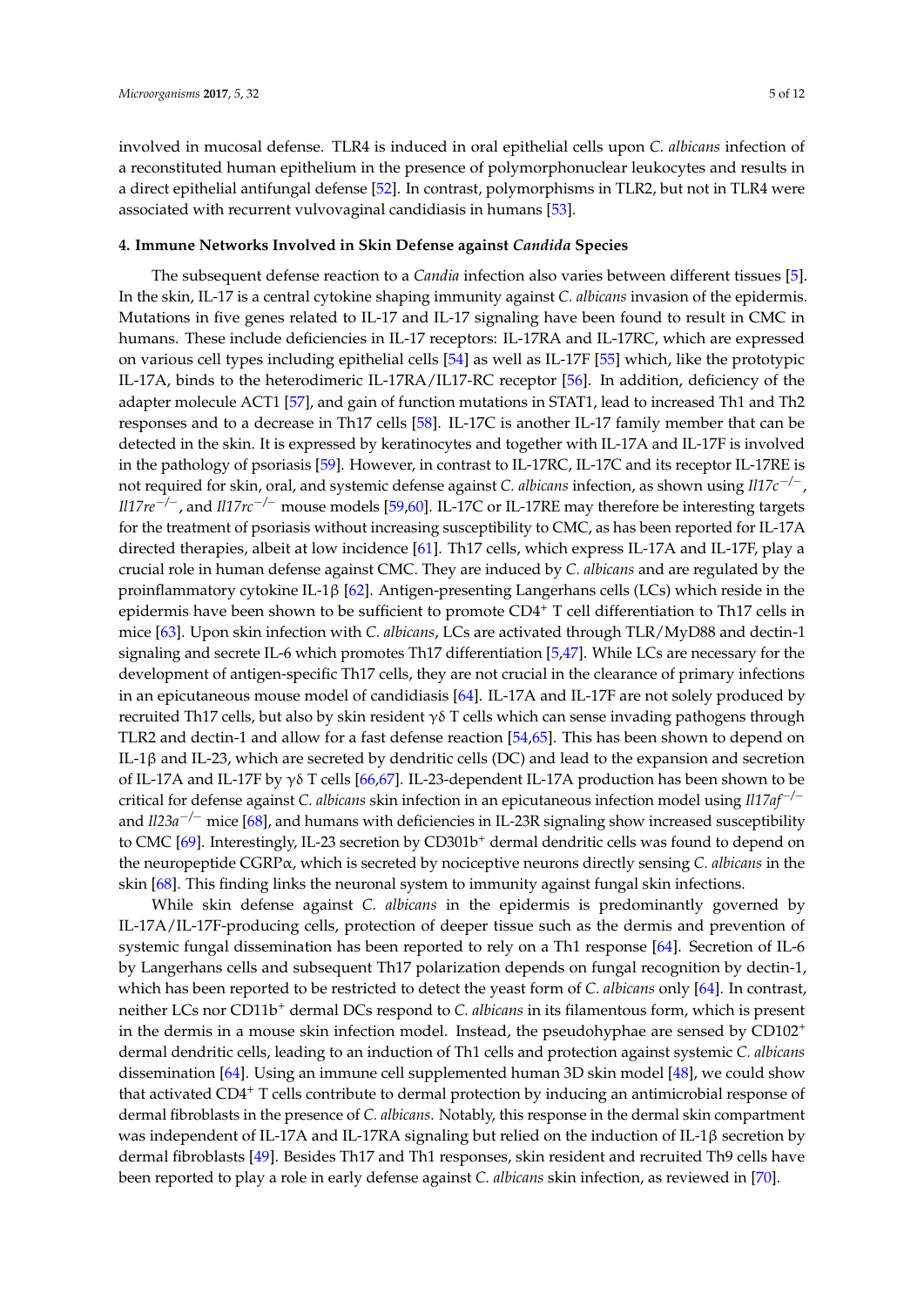involved in mucosal defense. TLR4 is induced in oral epithelial cells upon *C. albicans* infection of a reconstituted human epithelium in the presence of polymorphonuclear leukocytes and results in a direct epithelial antifungal defense [52]. In contrast, polymorphisms in TLR2, but not in TLR4 were associated with recurrent vulvovaginal candidiasis in humans [53].

## 4. Immune Networks Involved in Skin Defense against *Candida* Species

The subsequent defense reaction to a *Candia* infection also varies between different tissues [5]. In the skin, IL-17 is a central cytokine shaping immunity against *C. albicans* invasion of the epidermis. Mutations in five genes related to IL-17 and IL-17 signaling have been found to result in CMC in humans. These include deficiencies in IL-17 receptors: IL-17RA and IL-17RC, which are expressed on various cell types including epithelial cells [54] as well as IL-17F [55] which, like the prototypic IL-17A, binds to the heterodimeric IL-17RA/IL17-RC receptor [56]. In addition, deficiency of the adapter molecule ACT1 [57], and gain of function mutations in STAT1, lead to increased Th1 and Th2 responses and to a decrease in Th17 cells [58]. IL-17C is another IL-17 family member that can be detected in the skin. It is expressed by keratinocytes and together with IL-17A and IL-17F is involved in the pathology of psoriasis [59]. However, in contrast to IL-17RC, IL-17C and its receptor IL-17RE is not required for skin, oral, and systemic defense against *C. albicans* infection, as shown using *Il17c*$^{-/-}$, *Il17re*$^{-/-}$, and *Il17rc*$^{-/-}$ mouse models [59,60]. IL-17C or IL-17RE may therefore be interesting targets for the treatment of psoriasis without increasing susceptibility to CMC, as has been reported for IL-17A directed therapies, albeit at low incidence [61]. Th17 cells, which express IL-17A and IL-17F, play a crucial role in human defense against CMC. They are induced by *C. albicans* and are regulated by the proinflammatory cytokine IL-1β [62]. Antigen-presenting Langerhans cells (LCs) which reside in the epidermis have been shown to be sufficient to promote CD4$^{+}$ T cell differentiation to Th17 cells in mice [63]. Upon skin infection with *C. albicans*, LCs are activated through TLR/MyD88 and dectin-1 signaling and secrete IL-6 which promotes Th17 differentiation [5,47]. While LCs are necessary for the development of antigen-specific Th17 cells, they are not crucial in the clearance of primary infections in an epicutaneous mouse model of candidiasis [64]. IL-17A and IL-17F are not solely produced by recruited Th17 cells, but also by skin resident γδ T cells which can sense invading pathogens through TLR2 and dectin-1 and allow for a fast defense reaction [54,65]. This has been shown to depend on IL-1β and IL-23, which are secreted by dendritic cells (DC) and lead to the expansion and secretion of IL-17A and IL-17F by γδ T cells [66,67]. IL-23-dependent IL-17A production has been shown to be critical for defense against *C. albicans* skin infection in an epicutaneous infection model using *Il17af*$^{-/-}$ and *Il23a*$^{-/-}$ mice [68], and humans with deficiencies in IL-23R signaling show increased susceptibility to CMC [69]. Interestingly, IL-23 secretion by CD301b$^{+}$ dermal dendritic cells was found to depend on the neuropeptide CGRPα, which is secreted by nociceptive neurons directly sensing *C. albicans* in the skin [68]. This finding links the neuronal system to immunity against fungal skin infections.

While skin defense against *C. albicans* in the epidermis is predominantly governed by IL-17A/IL-17F-producing cells, protection of deeper tissue such as the dermis and prevention of systemic fungal dissemination has been reported to rely on a Th1 response [64]. Secretion of IL-6 by Langerhans cells and subsequent Th17 polarization depends on fungal recognition by dectin-1, which has been reported to be restricted to detect the yeast form of *C. albicans* only [64]. In contrast, neither LCs nor CD11b$^{+}$ dermal DCs respond to *C. albicans* in its filamentous form, which is present in the dermis in a mouse skin infection model. Instead, the pseudohyphae are sensed by CD102$^{+}$ dermal dendritic cells, leading to an induction of Th1 cells and protection against systemic *C. albicans* dissemination [64]. Using an immune cell supplemented human 3D skin model [48], we could show that activated CD4$^{+}$ T cells contribute to dermal protection by inducing an antimicrobial response of dermal fibroblasts in the presence of *C. albicans*. Notably, this response in the dermal skin compartment was independent of IL-17A and IL-17RA signaling but relied on the induction of IL-1β secretion by dermal fibroblasts [49]. Besides Th17 and Th1 responses, skin resident and recruited Th9 cells have been reported to play a role in early defense against *C. albicans* skin infection, as reviewed in [70].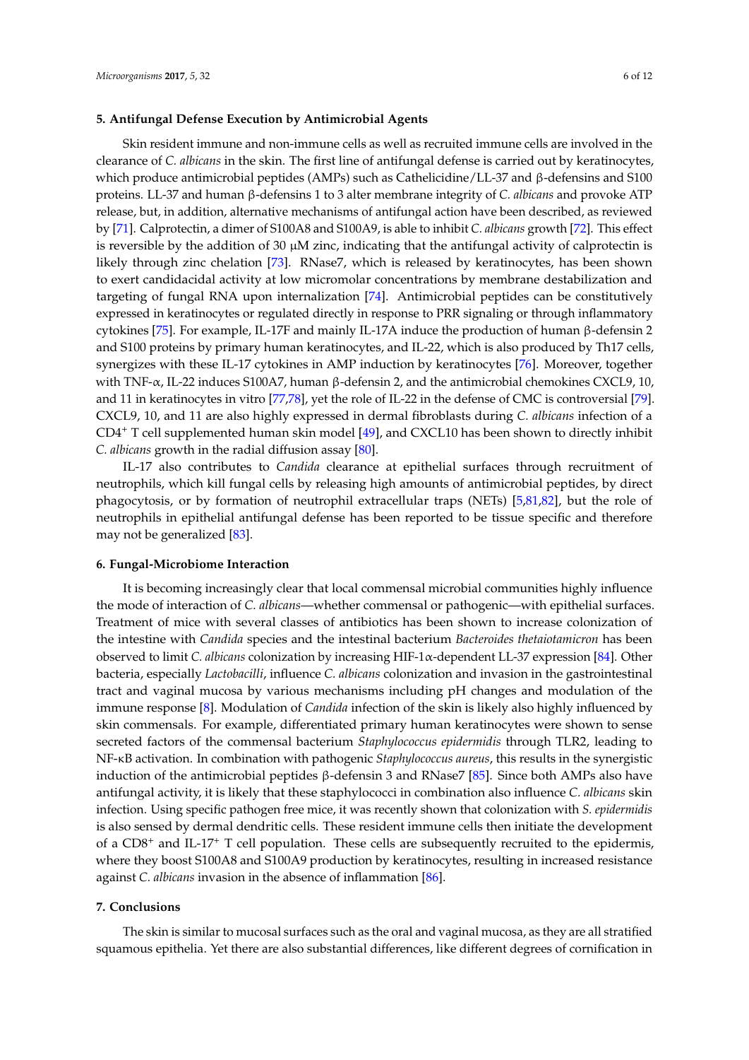## 5. Antifungal Defense Execution by Antimicrobial Agents

Skin resident immune and non-immune cells as well as recruited immune cells are involved in the clearance of *C. albicans* in the skin. The first line of antifungal defense is carried out by keratinocytes, which produce antimicrobial peptides (AMPs) such as Cathelicidine/LL-37 and β-defensins and S100 proteins. LL-37 and human β-defensins 1 to 3 alter membrane integrity of *C. albicans* and provoke ATP release, but, in addition, alternative mechanisms of antifungal action have been described, as reviewed by [71]. Calprotectin, a dimer of S100A8 and S100A9, is able to inhibit *C. albicans* growth [72]. This effect is reversible by the addition of 30 μM zinc, indicating that the antifungal activity of calprotectin is likely through zinc chelation [73]. RNase7, which is released by keratinocytes, has been shown to exert candidacidal activity at low micromolar concentrations by membrane destabilization and targeting of fungal RNA upon internalization [74]. Antimicrobial peptides can be constitutively expressed in keratinocytes or regulated directly in response to PRR signaling or through inflammatory cytokines [75]. For example, IL-17F and mainly IL-17A induce the production of human β-defensin 2 and S100 proteins by primary human keratinocytes, and IL-22, which is also produced by Th17 cells, synergizes with these IL-17 cytokines in AMP induction by keratinocytes [76]. Moreover, together with TNF-α, IL-22 induces S100A7, human β-defensin 2, and the antimicrobial chemokines CXCL9, 10, and 11 in keratinocytes in vitro [77,78], yet the role of IL-22 in the defense of CMC is controversial [79]. CXCL9, 10, and 11 are also highly expressed in dermal fibroblasts during *C. albicans* infection of a $CD4^+$ T cell supplemented human skin model [49], and CXCL10 has been shown to directly inhibit *C. albicans* growth in the radial diffusion assay [80].

IL-17 also contributes to *Candida* clearance at epithelial surfaces through recruitment of neutrophils, which kill fungal cells by releasing high amounts of antimicrobial peptides, by direct phagocytosis, or by formation of neutrophil extracellular traps (NETs) [5,81,82], but the role of neutrophils in epithelial antifungal defense has been reported to be tissue specific and therefore may not be generalized [83].

## 6. Fungal-Microbiome Interaction

It is becoming increasingly clear that local commensal microbial communities highly influence the mode of interaction of *C. albicans*—whether commensal or pathogenic—with epithelial surfaces. Treatment of mice with several classes of antibiotics has been shown to increase colonization of the intestine with *Candida* species and the intestinal bacterium *Bacteroides thetaiotamicron* has been observed to limit *C. albicans* colonization by increasing HIF-1α-dependent LL-37 expression [84]. Other bacteria, especially *Lactobacilli*, influence *C. albicans* colonization and invasion in the gastrointestinal tract and vaginal mucosa by various mechanisms including pH changes and modulation of the immune response [8]. Modulation of *Candida* infection of the skin is likely also highly influenced by skin commensals. For example, differentiated primary human keratinocytes were shown to sense secreted factors of the commensal bacterium *Staphylococcus epidermidis* through TLR2, leading to NF-κB activation. In combination with pathogenic *Staphylococcus aureus*, this results in the synergistic induction of the antimicrobial peptides β-defensin 3 and RNase7 [85]. Since both AMPs also have antifungal activity, it is likely that these staphylococci in combination also influence *C. albicans* skin infection. Using specific pathogen free mice, it was recently shown that colonization with *S. epidermidis* is also sensed by dermal dendritic cells. These resident immune cells then initiate the development of a $CD8^+$ and IL-$17^+$ T cell population. These cells are subsequently recruited to the epidermis, where they boost S100A8 and S100A9 production by keratinocytes, resulting in increased resistance against *C. albicans* invasion in the absence of inflammation [86].

## 7. Conclusions

The skin is similar to mucosal surfaces such as the oral and vaginal mucosa, as they are all stratified squamous epithelia. Yet there are also substantial differences, like different degrees of cornification in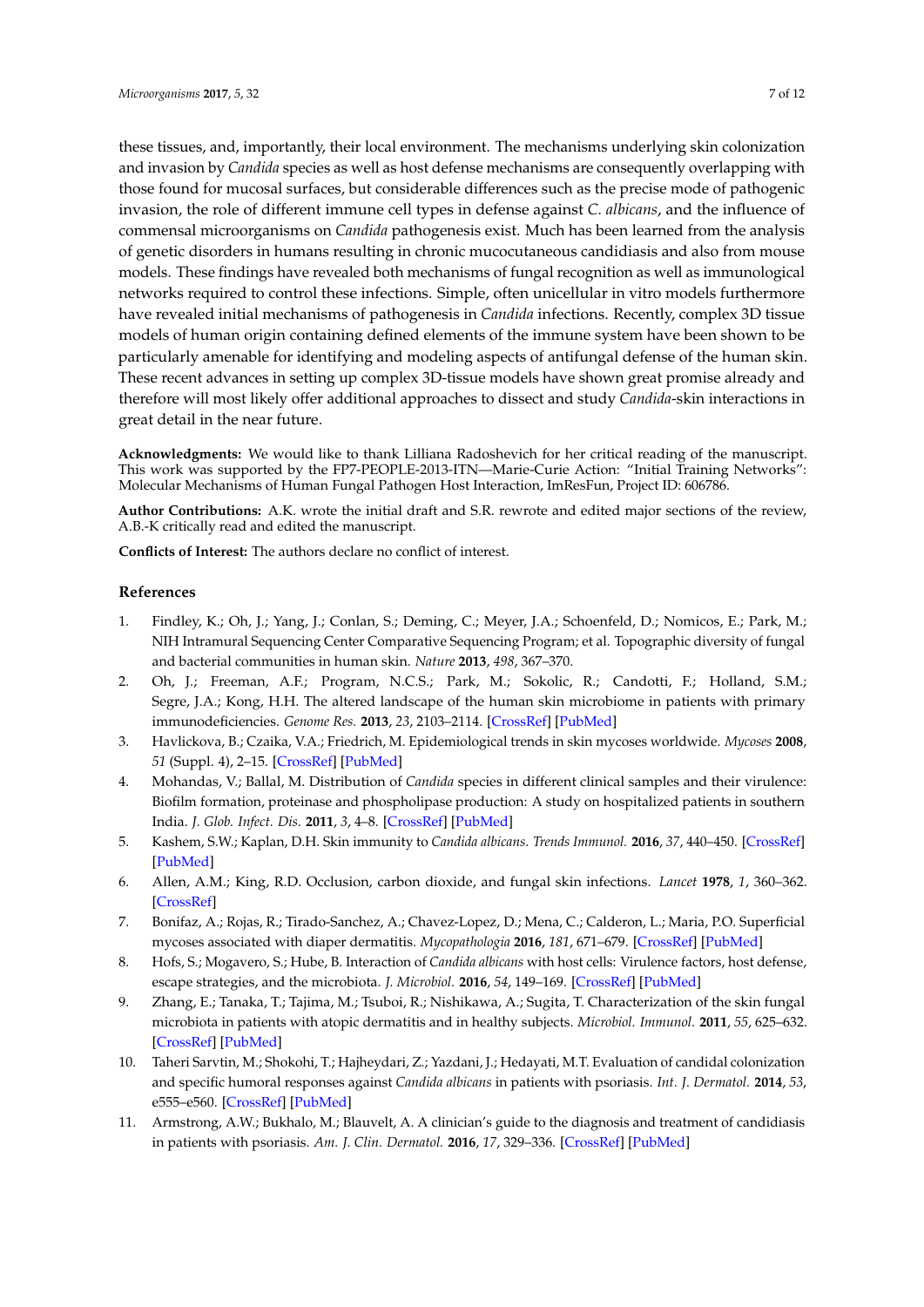these tissues, and, importantly, their local environment. The mechanisms underlying skin colonization and invasion by *Candida* species as well as host defense mechanisms are consequently overlapping with those found for mucosal surfaces, but considerable differences such as the precise mode of pathogenic invasion, the role of different immune cell types in defense against *C. albicans*, and the influence of commensal microorganisms on *Candida* pathogenesis exist. Much has been learned from the analysis of genetic disorders in humans resulting in chronic mucocutaneous candidiasis and also from mouse models. These findings have revealed both mechanisms of fungal recognition as well as immunological networks required to control these infections. Simple, often unicellular in vitro models furthermore have revealed initial mechanisms of pathogenesis in *Candida* infections. Recently, complex 3D tissue models of human origin containing defined elements of the immune system have been shown to be particularly amenable for identifying and modeling aspects of antifungal defense of the human skin. These recent advances in setting up complex 3D-tissue models have shown great promise already and therefore will most likely offer additional approaches to dissect and study *Candida*-skin interactions in great detail in the near future.

**Acknowledgments:** We would like to thank Lilliana Radoshevich for her critical reading of the manuscript. This work was supported by the FP7-PEOPLE-2013-ITN—Marie-Curie Action: "Initial Training Networks": Molecular Mechanisms of Human Fungal Pathogen Host Interaction, ImResFun, Project ID: 606786.

**Author Contributions:** A.K. wrote the initial draft and S.R. rewrote and edited major sections of the review, A.B.-K critically read and edited the manuscript.

**Conflicts of Interest:** The authors declare no conflict of interest.

## References

1. Findley, K.; Oh, J.; Yang, J.; Conlan, S.; Deming, C.; Meyer, J.A.; Schoenfeld, D.; Nomicos, E.; Park, M.; NIH Intramural Sequencing Center Comparative Sequencing Program; et al. Topographic diversity of fungal and bacterial communities in human skin. *Nature* **2013**, *498*, 367–370.
2. Oh, J.; Freeman, A.F.; Program, N.C.S.; Park, M.; Sokolic, R.; Candotti, F.; Holland, S.M.; Segre, J.A.; Kong, H.H. The altered landscape of the human skin microbiome in patients with primary immunodeficiencies. *Genome Res.* **2013**, *23*, 2103–2114. [CrossRef] [PubMed]
3. Havlickova, B.; Czaika, V.A.; Friedrich, M. Epidemiological trends in skin mycoses worldwide. *Mycoses* **2008**, *51* (Suppl. 4), 2–15. [CrossRef] [PubMed]
4. Mohandas, V.; Ballal, M. Distribution of *Candida* species in different clinical samples and their virulence: Biofilm formation, proteinase and phospholipase production: A study on hospitalized patients in southern India. *J. Glob. Infect. Dis.* **2011**, *3*, 4–8. [CrossRef] [PubMed]
5. Kashem, S.W.; Kaplan, D.H. Skin immunity to *Candida albicans*. *Trends Immunol.* **2016**, *37*, 440–450. [CrossRef] [PubMed]
6. Allen, A.M.; King, R.D. Occlusion, carbon dioxide, and fungal skin infections. *Lancet* **1978**, *1*, 360–362. [CrossRef]
7. Bonifaz, A.; Rojas, R.; Tirado-Sanchez, A.; Chavez-Lopez, D.; Mena, C.; Calderon, L.; Maria, P.O. Superficial mycoses associated with diaper dermatitis. *Mycopathologia* **2016**, *181*, 671–679. [CrossRef] [PubMed]
8. Hofs, S.; Mogavero, S.; Hube, B. Interaction of *Candida albicans* with host cells: Virulence factors, host defense, escape strategies, and the microbiota. *J. Microbiol.* **2016**, *54*, 149–169. [CrossRef] [PubMed]
9. Zhang, E.; Tanaka, T.; Tajima, M.; Tsuboi, R.; Nishikawa, A.; Sugita, T. Characterization of the skin fungal microbiota in patients with atopic dermatitis and in healthy subjects. *Microbiol. Immunol.* **2011**, *55*, 625–632. [CrossRef] [PubMed]
10. Taheri Sarvtin, M.; Shokohi, T.; Hajheydari, Z.; Yazdani, J.; Hedayati, M.T. Evaluation of candidal colonization and specific humoral responses against *Candida albicans* in patients with psoriasis. *Int. J. Dermatol.* **2014**, *53*, e555–e560. [CrossRef] [PubMed]
11. Armstrong, A.W.; Bukhalo, M.; Blauvelt, A. A clinician's guide to the diagnosis and treatment of candidiasis in patients with psoriasis. *Am. J. Clin. Dermatol.* **2016**, *17*, 329–336. [CrossRef] [PubMed]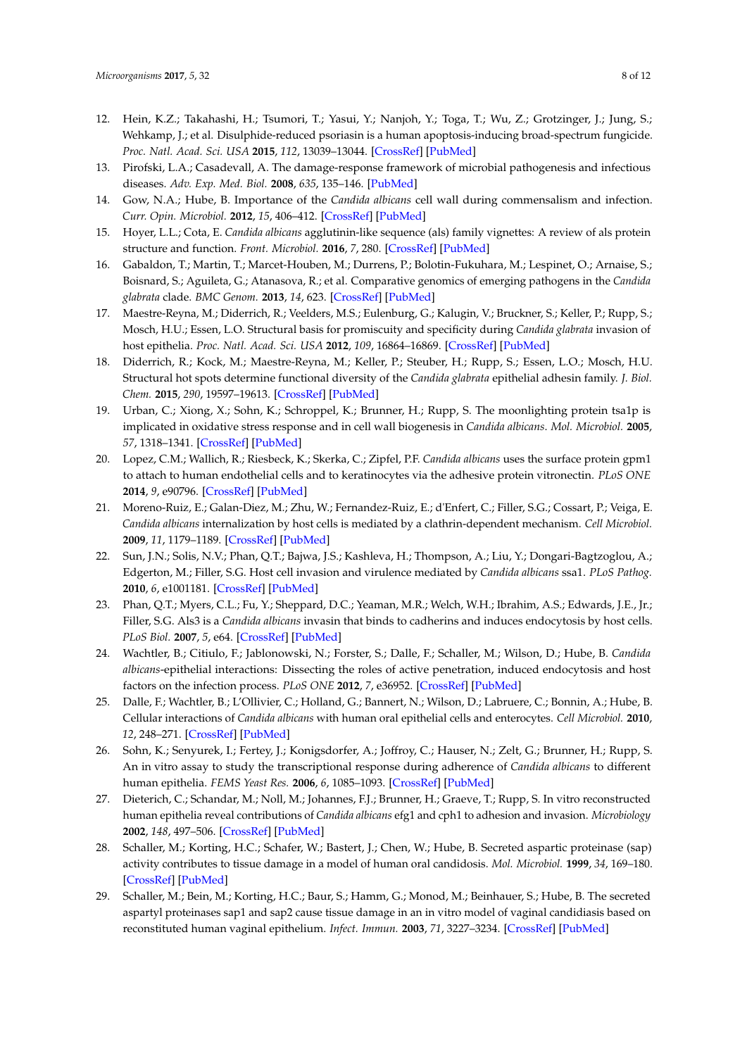12. Hein, K.Z.; Takahashi, H.; Tsumori, T.; Yasui, Y.; Nanjoh, Y.; Toga, T.; Wu, Z.; Grotzinger, J.; Jung, S.; Wehkamp, J.; et al. Disulphide-reduced psoriasin is a human apoptosis-inducing broad-spectrum fungicide. *Proc. Natl. Acad. Sci. USA* **2015**, *112*, 13039–13044. [CrossRef] [PubMed]
13. Pirofski, L.A.; Casadevall, A. The damage-response framework of microbial pathogenesis and infectious diseases. *Adv. Exp. Med. Biol.* **2008**, *635*, 135–146. [PubMed]
14. Gow, N.A.; Hube, B. Importance of the *Candida albicans* cell wall during commensalism and infection. *Curr. Opin. Microbiol.* **2012**, *15*, 406–412. [CrossRef] [PubMed]
15. Hoyer, L.L.; Cota, E. *Candida albicans* agglutinin-like sequence (als) family vignettes: A review of als protein structure and function. *Front. Microbiol.* **2016**, *7*, 280. [CrossRef] [PubMed]
16. Gabaldon, T.; Martin, T.; Marcet-Houben, M.; Durrens, P.; Bolotin-Fukuhara, M.; Lespinet, O.; Arnaise, S.; Boisnard, S.; Aguileta, G.; Atanasova, R.; et al. Comparative genomics of emerging pathogens in the *Candida glabrata* clade. *BMC Genom.* **2013**, *14*, 623. [CrossRef] [PubMed]
17. Maestre-Reyna, M.; Diderrich, R.; Veelders, M.S.; Eulenburg, G.; Kalugin, V.; Bruckner, S.; Keller, P.; Rupp, S.; Mosch, H.U.; Essen, L.O. Structural basis for promiscuity and specificity during *Candida glabrata* invasion of host epithelia. *Proc. Natl. Acad. Sci. USA* **2012**, *109*, 16864–16869. [CrossRef] [PubMed]
18. Diderrich, R.; Kock, M.; Maestre-Reyna, M.; Keller, P.; Steuber, H.; Rupp, S.; Essen, L.O.; Mosch, H.U. Structural hot spots determine functional diversity of the *Candida glabrata* epithelial adhesin family. *J. Biol. Chem.* **2015**, *290*, 19597–19613. [CrossRef] [PubMed]
19. Urban, C.; Xiong, X.; Sohn, K.; Schroppel, K.; Brunner, H.; Rupp, S. The moonlighting protein tsa1p is implicated in oxidative stress response and in cell wall biogenesis in *Candida albicans*. *Mol. Microbiol.* **2005**, *57*, 1318–1341. [CrossRef] [PubMed]
20. Lopez, C.M.; Wallich, R.; Riesbeck, K.; Skerka, C.; Zipfel, P.F. *Candida albicans* uses the surface protein gpm1 to attach to human endothelial cells and to keratinocytes via the adhesive protein vitronectin. *PLoS ONE* **2014**, *9*, e90796. [CrossRef] [PubMed]
21. Moreno-Ruiz, E.; Galan-Diez, M.; Zhu, W.; Fernandez-Ruiz, E.; d'Enfert, C.; Filler, S.G.; Cossart, P.; Veiga, E. *Candida albicans* internalization by host cells is mediated by a clathrin-dependent mechanism. *Cell Microbiol.* **2009**, *11*, 1179–1189. [CrossRef] [PubMed]
22. Sun, J.N.; Solis, N.V.; Phan, Q.T.; Bajwa, J.S.; Kashleva, H.; Thompson, A.; Liu, Y.; Dongari-Bagtzoglou, A.; Edgerton, M.; Filler, S.G. Host cell invasion and virulence mediated by *Candida albicans* ssa1. *PLoS Pathog.* **2010**, *6*, e1001181. [CrossRef] [PubMed]
23. Phan, Q.T.; Myers, C.L.; Fu, Y.; Sheppard, D.C.; Yeaman, M.R.; Welch, W.H.; Ibrahim, A.S.; Edwards, J.E., Jr.; Filler, S.G. Als3 is a *Candida albicans* invasin that binds to cadherins and induces endocytosis by host cells. *PLoS Biol.* **2007**, *5*, e64. [CrossRef] [PubMed]
24. Wachtler, B.; Citiulo, F.; Jablonowski, N.; Forster, S.; Dalle, F.; Schaller, M.; Wilson, D.; Hube, B. *Candida albicans*-epithelial interactions: Dissecting the roles of active penetration, induced endocytosis and host factors on the infection process. *PLoS ONE* **2012**, *7*, e36952. [CrossRef] [PubMed]
25. Dalle, F.; Wachtler, B.; L'Ollivier, C.; Holland, G.; Bannert, N.; Wilson, D.; Labruere, C.; Bonnin, A.; Hube, B. Cellular interactions of *Candida albicans* with human oral epithelial cells and enterocytes. *Cell Microbiol.* **2010**, *12*, 248–271. [CrossRef] [PubMed]
26. Sohn, K.; Senyurek, I.; Fertey, J.; Konigsdorfer, A.; Joffroy, C.; Hauser, N.; Zelt, G.; Brunner, H.; Rupp, S. An in vitro assay to study the transcriptional response during adherence of *Candida albicans* to different human epithelia. *FEMS Yeast Res.* **2006**, *6*, 1085–1093. [CrossRef] [PubMed]
27. Dieterich, C.; Schandar, M.; Noll, M.; Johannes, F.J.; Brunner, H.; Graeve, T.; Rupp, S. In vitro reconstructed human epithelia reveal contributions of *Candida albicans* efg1 and cph1 to adhesion and invasion. *Microbiology* **2002**, *148*, 497–506. [CrossRef] [PubMed]
28. Schaller, M.; Korting, H.C.; Schafer, W.; Bastert, J.; Chen, W.; Hube, B. Secreted aspartic proteinase (sap) activity contributes to tissue damage in a model of human oral candidosis. *Mol. Microbiol.* **1999**, *34*, 169–180. [CrossRef] [PubMed]
29. Schaller, M.; Bein, M.; Korting, H.C.; Baur, S.; Hamm, G.; Monod, M.; Beinhauer, S.; Hube, B. The secreted aspartyl proteinases sap1 and sap2 cause tissue damage in an in vitro model of vaginal candidiasis based on reconstituted human vaginal epithelium. *Infect. Immun.* **2003**, *71*, 3227–3234. [CrossRef] [PubMed]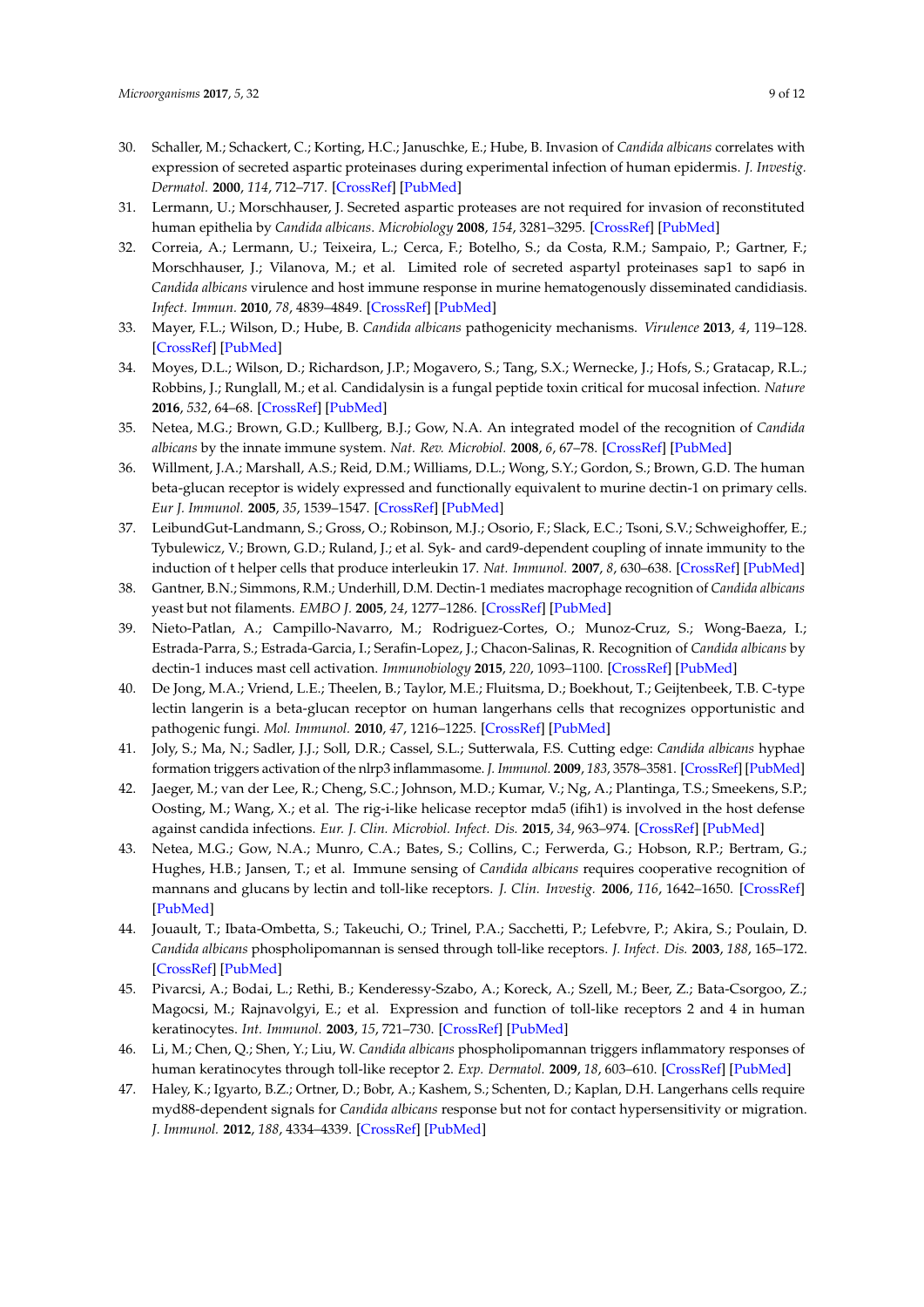30. Schaller, M.; Schackert, C.; Korting, H.C.; Januschke, E.; Hube, B. Invasion of *Candida albicans* correlates with expression of secreted aspartic proteinases during experimental infection of human epidermis. *J. Investig. Dermatol.* **2000**, *114*, 712–717. [CrossRef] [PubMed]
31. Lermann, U.; Morschhauser, J. Secreted aspartic proteases are not required for invasion of reconstituted human epithelia by *Candida albicans*. *Microbiology* **2008**, *154*, 3281–3295. [CrossRef] [PubMed]
32. Correia, A.; Lermann, U.; Teixeira, L.; Cerca, F.; Botelho, S.; da Costa, R.M.; Sampaio, P.; Gartner, F.; Morschhauser, J.; Vilanova, M.; et al. Limited role of secreted aspartyl proteinases sap1 to sap6 in *Candida albicans* virulence and host immune response in murine hematogenously disseminated candidiasis. *Infect. Immun.* **2010**, *78*, 4839–4849. [CrossRef] [PubMed]
33. Mayer, F.L.; Wilson, D.; Hube, B. *Candida albicans* pathogenicity mechanisms. *Virulence* **2013**, *4*, 119–128. [CrossRef] [PubMed]
34. Moyes, D.L.; Wilson, D.; Richardson, J.P.; Mogavero, S.; Tang, S.X.; Wernecke, J.; Hofs, S.; Gratacap, R.L.; Robbins, J.; Runglall, M.; et al. Candidalysin is a fungal peptide toxin critical for mucosal infection. *Nature* **2016**, *532*, 64–68. [CrossRef] [PubMed]
35. Netea, M.G.; Brown, G.D.; Kullberg, B.J.; Gow, N.A. An integrated model of the recognition of *Candida albicans* by the innate immune system. *Nat. Rev. Microbiol.* **2008**, *6*, 67–78. [CrossRef] [PubMed]
36. Willment, J.A.; Marshall, A.S.; Reid, D.M.; Williams, D.L.; Wong, S.Y.; Gordon, S.; Brown, G.D. The human beta-glucan receptor is widely expressed and functionally equivalent to murine dectin-1 on primary cells. *Eur J. Immunol.* **2005**, *35*, 1539–1547. [CrossRef] [PubMed]
37. LeibundGut-Landmann, S.; Gross, O.; Robinson, M.J.; Osorio, F.; Slack, E.C.; Tsoni, S.V.; Schweighoffer, E.; Tybulewicz, V.; Brown, G.D.; Ruland, J.; et al. Syk- and card9-dependent coupling of innate immunity to the induction of t helper cells that produce interleukin 17. *Nat. Immunol.* **2007**, *8*, 630–638. [CrossRef] [PubMed]
38. Gantner, B.N.; Simmons, R.M.; Underhill, D.M. Dectin-1 mediates macrophage recognition of *Candida albicans* yeast but not filaments. *EMBO J.* **2005**, *24*, 1277–1286. [CrossRef] [PubMed]
39. Nieto-Patlan, A.; Campillo-Navarro, M.; Rodriguez-Cortes, O.; Munoz-Cruz, S.; Wong-Baeza, I.; Estrada-Parra, S.; Estrada-Garcia, I.; Serafin-Lopez, J.; Chacon-Salinas, R. Recognition of *Candida albicans* by dectin-1 induces mast cell activation. *Immunobiology* **2015**, *220*, 1093–1100. [CrossRef] [PubMed]
40. De Jong, M.A.; Vriend, L.E.; Theelen, B.; Taylor, M.E.; Fluitsma, D.; Boekhout, T.; Geijtenbeek, T.B. C-type lectin langerin is a beta-glucan receptor on human langerhans cells that recognizes opportunistic and pathogenic fungi. *Mol. Immunol.* **2010**, *47*, 1216–1225. [CrossRef] [PubMed]
41. Joly, S.; Ma, N.; Sadler, J.J.; Soll, D.R.; Cassel, S.L.; Sutterwala, F.S. Cutting edge: *Candida albicans* hyphae formation triggers activation of the nlrp3 inflammasome. *J. Immunol.* **2009**, *183*, 3578–3581. [CrossRef] [PubMed]
42. Jaeger, M.; van der Lee, R.; Cheng, S.C.; Johnson, M.D.; Kumar, V.; Ng, A.; Plantinga, T.S.; Smeekens, S.P.; Oosting, M.; Wang, X.; et al. The rig-i-like helicase receptor mda5 (ifih1) is involved in the host defense against candida infections. *Eur. J. Clin. Microbiol. Infect. Dis.* **2015**, *34*, 963–974. [CrossRef] [PubMed]
43. Netea, M.G.; Gow, N.A.; Munro, C.A.; Bates, S.; Collins, C.; Ferwerda, G.; Hobson, R.P.; Bertram, G.; Hughes, H.B.; Jansen, T.; et al. Immune sensing of *Candida albicans* requires cooperative recognition of mannans and glucans by lectin and toll-like receptors. *J. Clin. Investig.* **2006**, *116*, 1642–1650. [CrossRef] [PubMed]
44. Jouault, T.; Ibata-Ombetta, S.; Takeuchi, O.; Trinel, P.A.; Sacchetti, P.; Lefebvre, P.; Akira, S.; Poulain, D. *Candida albicans* phospholipomannan is sensed through toll-like receptors. *J. Infect. Dis.* **2003**, *188*, 165–172. [CrossRef] [PubMed]
45. Pivarcsi, A.; Bodai, L.; Rethi, B.; Kenderessy-Szabo, A.; Koreck, A.; Szell, M.; Beer, Z.; Bata-Csorgoo, Z.; Magocsi, M.; Rajnavolgyi, E.; et al. Expression and function of toll-like receptors 2 and 4 in human keratinocytes. *Int. Immunol.* **2003**, *15*, 721–730. [CrossRef] [PubMed]
46. Li, M.; Chen, Q.; Shen, Y.; Liu, W. *Candida albicans* phospholipomannan triggers inflammatory responses of human keratinocytes through toll-like receptor 2. *Exp. Dermatol.* **2009**, *18*, 603–610. [CrossRef] [PubMed]
47. Haley, K.; Igyarto, B.Z.; Ortner, D.; Bobr, A.; Kashem, S.; Schenten, D.; Kaplan, D.H. Langerhans cells require myd88-dependent signals for *Candida albicans* response but not for contact hypersensitivity or migration. *J. Immunol.* **2012**, *188*, 4334–4339. [CrossRef] [PubMed]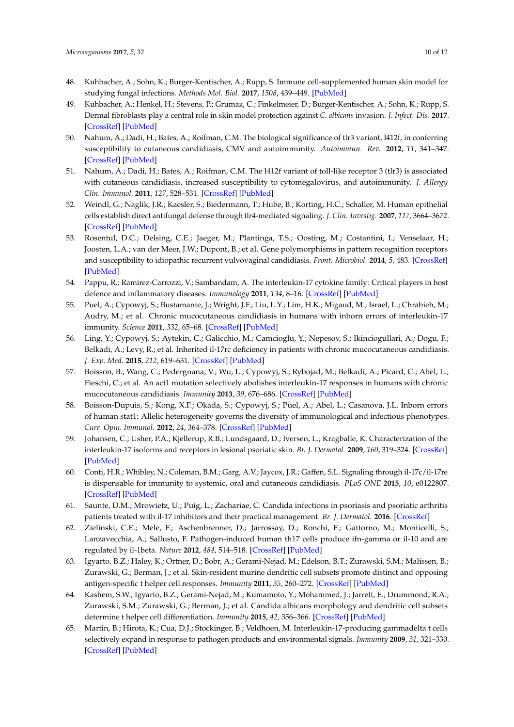48. Kuhbacher, A.; Sohn, K.; Burger-Kentischer, A.; Rupp, S. Immune cell-supplemented human skin model for studying fungal infections. *Methods Mol. Biol.* **2017**, *1508*, 439–449. [PubMed]
49. Kuhbacher, A.; Henkel, H.; Stevens, P.; Grumaz, C.; Finkelmeier, D.; Burger-Kentischer, A.; Sohn, K.; Rupp, S. Dermal fibroblasts play a central role in skin model protection against *C. albicans* invasion. *J. Infect. Dis.* **2017**. [CrossRef] [PubMed]
50. Nahum, A.; Dadi, H.; Bates, A.; Roifman, C.M. The biological significance of tlr3 variant, l412f, in conferring susceptibility to cutaneous candidiasis, CMV and autoimmunity. *Autoimmun. Rev.* **2012**, *11*, 341–347. [CrossRef] [PubMed]
51. Nahum, A.; Dadi, H.; Bates, A.; Roifman, C.M. The l412f variant of toll-like receptor 3 (tlr3) is associated with cutaneous candidiasis, increased susceptibility to cytomegalovirus, and autoimmunity. *J. Allergy Clin. Immunol.* **2011**, *127*, 528–531. [CrossRef] [PubMed]
52. Weindl, G.; Naglik, J.R.; Kaesler, S.; Biedermann, T.; Hube, B.; Korting, H.C.; Schaller, M. Human epithelial cells establish direct antifungal defense through tlr4-mediated signaling. *J. Clin. Investig.* **2007**, *117*, 3664–3672. [CrossRef] [PubMed]
53. Rosentul, D.C.; Delsing, C.E.; Jaeger, M.; Plantinga, T.S.; Oosting, M.; Costantini, I.; Venselaar, H.; Joosten, L.A.; van der Meer, J.W.; Dupont, B.; et al. Gene polymorphisms in pattern recognition receptors and susceptibility to idiopathic recurrent vulvovaginal candidiasis. *Front. Microbiol.* **2014**, *5*, 483. [CrossRef] [PubMed]
54. Pappu, R.; Ramirez-Carrozzi, V.; Sambandam, A. The interleukin-17 cytokine family: Critical players in host defence and inflammatory diseases. *Immunology* **2011**, *134*, 8–16. [CrossRef] [PubMed]
55. Puel, A.; Cypowyj, S.; Bustamante, J.; Wright, J.F.; Liu, L.Y.; Lim, H.K.; Migaud, M.; Israel, L.; Chrabieh, M.; Audry, M.; et al. Chronic mucocutaneous candidiasis in humans with inborn errors of interleukin-17 immunity. *Science* **2011**, *332*, 65–68. [CrossRef] [PubMed]
56. Ling, Y.; Cypowyj, S.; Aytekin, C.; Galicchio, M.; Camcioglu, Y.; Nepesov, S.; Ikinciogullari, A.; Dogu, F.; Belkadi, A.; Levy, R.; et al. Inherited il-17rc deficiency in patients with chronic mucocutaneous candidiasis. *J. Exp. Med.* **2015**, *212*, 619–631. [CrossRef] [PubMed]
57. Boisson, B.; Wang, C.; Pedergnana, V.; Wu, L.; Cypowyj, S.; Rybojad, M.; Belkadi, A.; Picard, C.; Abel, L.; Fieschi, C.; et al. An act1 mutation selectively abolishes interleukin-17 responses in humans with chronic mucocutaneous candidiasis. *Immunity* **2013**, *39*, 676–686. [CrossRef] [PubMed]
58. Boisson-Dupuis, S.; Kong, X.F.; Okada, S.; Cypowyj, S.; Puel, A.; Abel, L.; Casanova, J.L. Inborn errors of human stat1: Allelic heterogeneity governs the diversity of immunological and infectious phenotypes. *Curr. Opin. Immunol.* **2012**, *24*, 364–378. [CrossRef] [PubMed]
59. Johansen, C.; Usher, P.A.; Kjellerup, R.B.; Lundsgaard, D.; Iversen, L.; Kragballe, K. Characterization of the interleukin-17 isoforms and receptors in lesional psoriatic skin. *Br. J. Dermatol.* **2009**, *160*, 319–324. [CrossRef] [PubMed]
60. Conti, H.R.; Whibley, N.; Coleman, B.M.; Garg, A.V.; Jaycox, J.R.; Gaffen, S.L. Signaling through il-17c/il-17re is dispensable for immunity to systemic, oral and cutaneous candidiasis. *PLoS ONE* **2015**, *10*, e0122807. [CrossRef] [PubMed]
61. Saunte, D.M.; Mrowietz, U.; Puig, L.; Zachariae, C. Candida infections in psoriasis and psoriatic arthritis patients treated with il-17 inhibitors and their practical management. *Br. J. Dermatol.* **2016**. [CrossRef]
62. Zielinski, C.E.; Mele, F.; Aschenbrenner, D.; Jarrossay, D.; Ronchi, F.; Gattorno, M.; Monticelli, S.; Lanzavecchia, A.; Sallusto, F. Pathogen-induced human th17 cells produce ifn-gamma or il-10 and are regulated by il-1beta. *Nature* **2012**, *484*, 514–518. [CrossRef] [PubMed]
63. Igyarto, B.Z.; Haley, K.; Ortner, D.; Bobr, A.; Gerami-Nejad, M.; Edelson, B.T.; Zurawski, S.M.; Malissen, B.; Zurawski, G.; Berman, J.; et al. Skin-resident murine dendritic cell subsets promote distinct and opposing antigen-specific t helper cell responses. *Immunity* **2011**, *35*, 260–272. [CrossRef] [PubMed]
64. Kashem, S.W.; Igyarto, B.Z.; Gerami-Nejad, M.; Kumamoto, Y.; Mohammed, J.; Jarrett, E.; Drummond, R.A.; Zurawski, S.M.; Zurawski, G.; Berman, J.; et al. Candida albicans morphology and dendritic cell subsets determine t helper cell differentiation. *Immunity* **2015**, *42*, 356–366. [CrossRef] [PubMed]
65. Martin, B.; Hirota, K.; Cua, D.J.; Stockinger, B.; Veldhoen, M. Interleukin-17-producing gammadelta t cells selectively expand in response to pathogen products and environmental signals. *Immunity* **2009**, *31*, 321–330. [CrossRef] [PubMed]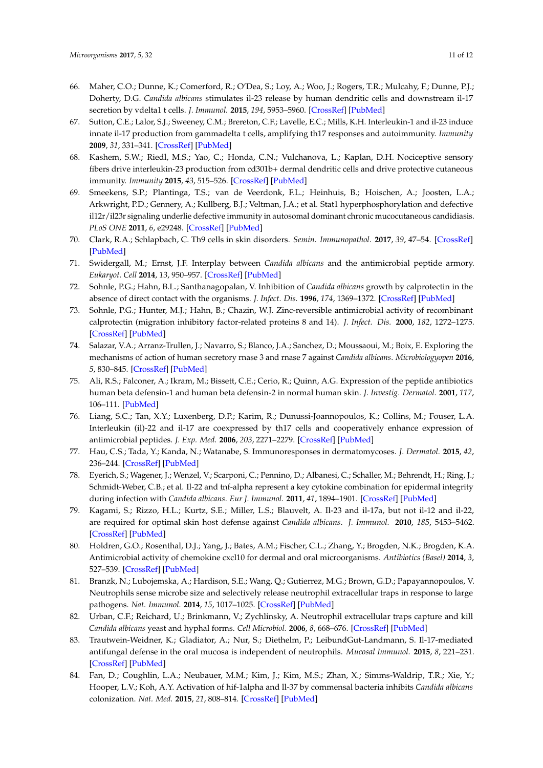66. Maher, C.O.; Dunne, K.; Comerford, R.; O'Dea, S.; Loy, A.; Woo, J.; Rogers, T.R.; Mulcahy, F.; Dunne, P.J.; Doherty, D.G. *Candida albicans* stimulates il-23 release by human dendritic cells and downstream il-17 secretion by vdelta1 t cells. *J. Immunol.* **2015**, *194*, 5953–5960. [CrossRef] [PubMed]
67. Sutton, C.E.; Lalor, S.J.; Sweeney, C.M.; Brereton, C.F.; Lavelle, E.C.; Mills, K.H. Interleukin-1 and il-23 induce innate il-17 production from gammadelta t cells, amplifying th17 responses and autoimmunity. *Immunity* **2009**, *31*, 331–341. [CrossRef] [PubMed]
68. Kashem, S.W.; Riedl, M.S.; Yao, C.; Honda, C.N.; Vulchanova, L.; Kaplan, D.H. Nociceptive sensory fibers drive interleukin-23 production from cd301b+ dermal dendritic cells and drive protective cutaneous immunity. *Immunity* **2015**, *43*, 515–526. [CrossRef] [PubMed]
69. Smeekens, S.P.; Plantinga, T.S.; van de Veerdonk, F.L.; Heinhuis, B.; Hoischen, A.; Joosten, L.A.; Arkwright, P.D.; Gennery, A.; Kullberg, B.J.; Veltman, J.A.; et al. Stat1 hyperphosphorylation and defective il12r/il23r signaling underlie defective immunity in autosomal dominant chronic mucocutaneous candidiasis. *PLoS ONE* **2011**, *6*, e29248. [CrossRef] [PubMed]
70. Clark, R.A.; Schlapbach, C. Th9 cells in skin disorders. *Semin. Immunopathol.* **2017**, *39*, 47–54. [CrossRef] [PubMed]
71. Swidergall, M.; Ernst, J.F. Interplay between *Candida albicans* and the antimicrobial peptide armory. *Eukaryot. Cell* **2014**, *13*, 950–957. [CrossRef] [PubMed]
72. Sohnle, P.G.; Hahn, B.L.; Santhanagopalan, V. Inhibition of *Candida albicans* growth by calprotectin in the absence of direct contact with the organisms. *J. Infect. Dis.* **1996**, *174*, 1369–1372. [CrossRef] [PubMed]
73. Sohnle, P.G.; Hunter, M.J.; Hahn, B.; Chazin, W.J. Zinc-reversible antimicrobial activity of recombinant calprotectin (migration inhibitory factor-related proteins 8 and 14). *J. Infect. Dis.* **2000**, *182*, 1272–1275. [CrossRef] [PubMed]
74. Salazar, V.A.; Arranz-Trullen, J.; Navarro, S.; Blanco, J.A.; Sanchez, D.; Moussaoui, M.; Boix, E. Exploring the mechanisms of action of human secretory rnase 3 and rnase 7 against *Candida albicans*. *Microbiologyopen* **2016**, *5*, 830–845. [CrossRef] [PubMed]
75. Ali, R.S.; Falconer, A.; Ikram, M.; Bissett, C.E.; Cerio, R.; Quinn, A.G. Expression of the peptide antibiotics human beta defensin-1 and human beta defensin-2 in normal human skin. *J. Investig. Dermatol.* **2001**, *117*, 106–111. [PubMed]
76. Liang, S.C.; Tan, X.Y.; Luxenberg, D.P.; Karim, R.; Dunussi-Joannopoulos, K.; Collins, M.; Fouser, L.A. Interleukin (il)-22 and il-17 are coexpressed by th17 cells and cooperatively enhance expression of antimicrobial peptides. *J. Exp. Med.* **2006**, *203*, 2271–2279. [CrossRef] [PubMed]
77. Hau, C.S.; Tada, Y.; Kanda, N.; Watanabe, S. Immunoresponses in dermatomycoses. *J. Dermatol.* **2015**, *42*, 236–244. [CrossRef] [PubMed]
78. Eyerich, S.; Wagener, J.; Wenzel, V.; Scarponi, C.; Pennino, D.; Albanesi, C.; Schaller, M.; Behrendt, H.; Ring, J.; Schmidt-Weber, C.B.; et al. Il-22 and tnf-alpha represent a key cytokine combination for epidermal integrity during infection with *Candida albicans*. *Eur J. Immunol.* **2011**, *41*, 1894–1901. [CrossRef] [PubMed]
79. Kagami, S.; Rizzo, H.L.; Kurtz, S.E.; Miller, L.S.; Blauvelt, A. Il-23 and il-17a, but not il-12 and il-22, are required for optimal skin host defense against *Candida albicans*. *J. Immunol.* **2010**, *185*, 5453–5462. [CrossRef] [PubMed]
80. Holdren, G.O.; Rosenthal, D.J.; Yang, J.; Bates, A.M.; Fischer, C.L.; Zhang, Y.; Brogden, N.K.; Brogden, K.A. Antimicrobial activity of chemokine cxcl10 for dermal and oral microorganisms. *Antibiotics (Basel)* **2014**, *3*, 527–539. [CrossRef] [PubMed]
81. Branzk, N.; Lubojemska, A.; Hardison, S.E.; Wang, Q.; Gutierrez, M.G.; Brown, G.D.; Papayannopoulos, V. Neutrophils sense microbe size and selectively release neutrophil extracellular traps in response to large pathogens. *Nat. Immunol.* **2014**, *15*, 1017–1025. [CrossRef] [PubMed]
82. Urban, C.F.; Reichard, U.; Brinkmann, V.; Zychlinsky, A. Neutrophil extracellular traps capture and kill *Candida albicans* yeast and hyphal forms. *Cell Microbiol.* **2006**, *8*, 668–676. [CrossRef] [PubMed]
83. Trautwein-Weidner, K.; Gladiator, A.; Nur, S.; Diethelm, P.; LeibundGut-Landmann, S. Il-17-mediated antifungal defense in the oral mucosa is independent of neutrophils. *Mucosal Immunol.* **2015**, *8*, 221–231. [CrossRef] [PubMed]
84. Fan, D.; Coughlin, L.A.; Neubauer, M.M.; Kim, J.; Kim, M.S.; Zhan, X.; Simms-Waldrip, T.R.; Xie, Y.; Hooper, L.V.; Koh, A.Y. Activation of hif-1alpha and ll-37 by commensal bacteria inhibits *Candida albicans* colonization. *Nat. Med.* **2015**, *21*, 808–814. [CrossRef] [PubMed]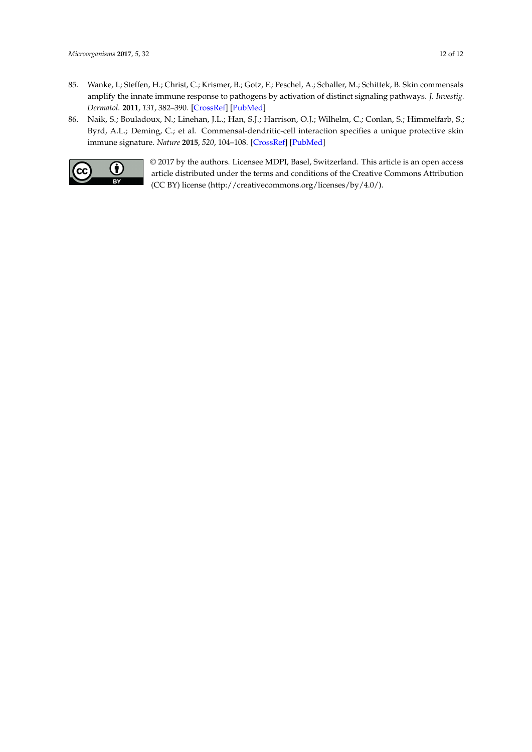85. Wanke, I.; Steffen, H.; Christ, C.; Krismer, B.; Gotz, F.; Peschel, A.; Schaller, M.; Schittek, B. Skin commensals amplify the innate immune response to pathogens by activation of distinct signaling pathways. *J. Investig. Dermatol.* **2011**, *131*, 382–390. [CrossRef] [PubMed]
86. Naik, S.; Bouladoux, N.; Linehan, J.L.; Han, S.J.; Harrison, O.J.; Wilhelm, C.; Conlan, S.; Himmelfarb, S.; Byrd, A.L.; Deming, C.; et al. Commensal-dendritic-cell interaction specifies a unique protective skin immune signature. *Nature* **2015**, *520*, 104–108. [CrossRef] [PubMed]

© 2017 by the authors. Licensee MDPI, Basel, Switzerland. This article is an open access article distributed under the terms and conditions of the Creative Commons Attribution (CC BY) license (http://creativecommons.org/licenses/by/4.0/).